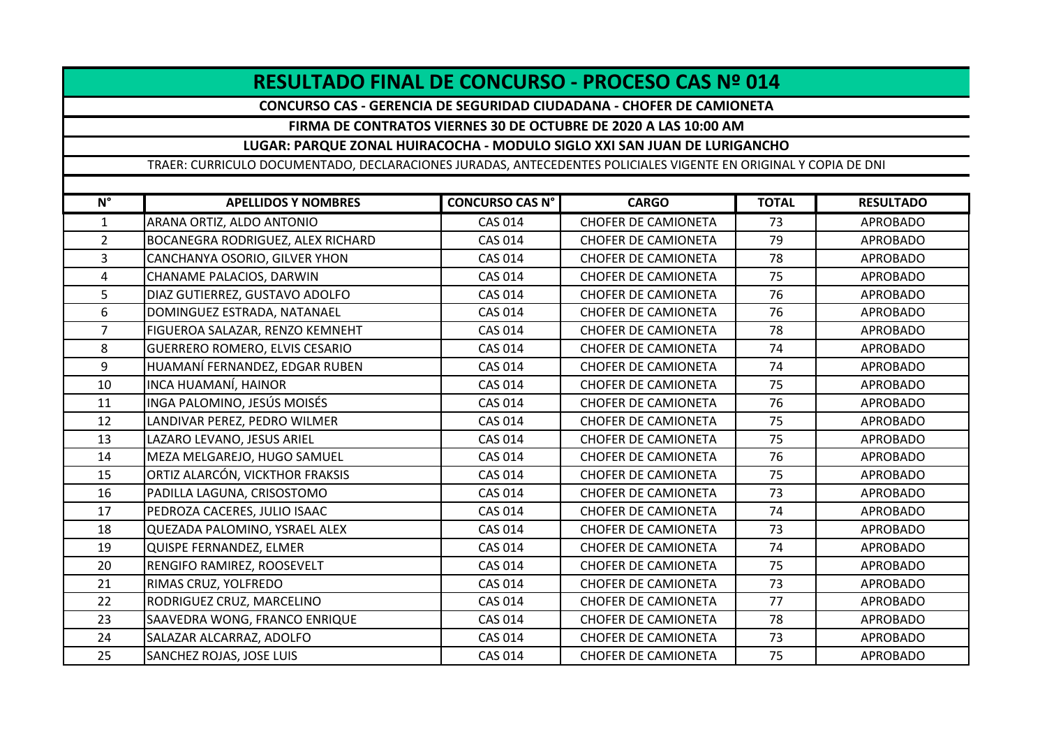# RESULTADO FINAL DE CONCURSO - PROCESO CAS Nº 014

**CONCURSO CAS - GERENCIA DE SEGURIDAD CIUDADANA - CHOFER DE CAMIONETA**

**FIRMA DE CONTRATOS VIERNES 30 DE OCTUBRE DE 2020 A LAS 10:00 AM**

**LUGAR: PARQUE ZONAL HUIRACOCHA - MODULO SIGLO XXI SAN JUAN DE LURIGANCHO**

TRAER: CURRICULO DOCUMENTADO, DECLARACIONES JURADAS, ANTECEDENTES POLICIALES VIGENTE EN ORIGINAL Y COPIA DE DNI

| N° | APELLIDOS Y NOMBRES | CONCURSO CAS N° | CARGO | TOTAL | RESULTADO |
|---|---|---|---|---|---|
| 1 | ARANA ORTIZ, ALDO ANTONIO | CAS 014 | CHOFER DE CAMIONETA | 73 | APROBADO |
| 2 | BOCANEGRA RODRIGUEZ, ALEX RICHARD | CAS 014 | CHOFER DE CAMIONETA | 79 | APROBADO |
| 3 | CANCHANYA OSORIO, GILVER YHON | CAS 014 | CHOFER DE CAMIONETA | 78 | APROBADO |
| 4 | CHANAME PALACIOS, DARWIN | CAS 014 | CHOFER DE CAMIONETA | 75 | APROBADO |
| 5 | DIAZ GUTIERREZ, GUSTAVO ADOLFO | CAS 014 | CHOFER DE CAMIONETA | 76 | APROBADO |
| 6 | DOMINGUEZ ESTRADA, NATANAEL | CAS 014 | CHOFER DE CAMIONETA | 76 | APROBADO |
| 7 | FIGUEROA SALAZAR, RENZO KEMNEHT | CAS 014 | CHOFER DE CAMIONETA | 78 | APROBADO |
| 8 | GUERRERO ROMERO, ELVIS CESARIO | CAS 014 | CHOFER DE CAMIONETA | 74 | APROBADO |
| 9 | HUAMANÍ FERNANDEZ, EDGAR RUBEN | CAS 014 | CHOFER DE CAMIONETA | 74 | APROBADO |
| 10 | INCA HUAMANÍ, HAINOR | CAS 014 | CHOFER DE CAMIONETA | 75 | APROBADO |
| 11 | INGA PALOMINO, JESÚS MOISÉS | CAS 014 | CHOFER DE CAMIONETA | 76 | APROBADO |
| 12 | LANDIVAR PEREZ, PEDRO WILMER | CAS 014 | CHOFER DE CAMIONETA | 75 | APROBADO |
| 13 | LAZARO LEVANO, JESUS ARIEL | CAS 014 | CHOFER DE CAMIONETA | 75 | APROBADO |
| 14 | MEZA MELGAREJO, HUGO SAMUEL | CAS 014 | CHOFER DE CAMIONETA | 76 | APROBADO |
| 15 | ORTIZ ALARCÓN, VICKTHOR FRAKSIS | CAS 014 | CHOFER DE CAMIONETA | 75 | APROBADO |
| 16 | PADILLA LAGUNA, CRISOSTOMO | CAS 014 | CHOFER DE CAMIONETA | 73 | APROBADO |
| 17 | PEDROZA CACERES, JULIO ISAAC | CAS 014 | CHOFER DE CAMIONETA | 74 | APROBADO |
| 18 | QUEZADA PALOMINO, YSRAEL ALEX | CAS 014 | CHOFER DE CAMIONETA | 73 | APROBADO |
| 19 | QUISPE FERNANDEZ, ELMER | CAS 014 | CHOFER DE CAMIONETA | 74 | APROBADO |
| 20 | RENGIFO RAMIREZ, ROOSEVELT | CAS 014 | CHOFER DE CAMIONETA | 75 | APROBADO |
| 21 | RIMAS CRUZ, YOLFREDO | CAS 014 | CHOFER DE CAMIONETA | 73 | APROBADO |
| 22 | RODRIGUEZ CRUZ, MARCELINO | CAS 014 | CHOFER DE CAMIONETA | 77 | APROBADO |
| 23 | SAAVEDRA WONG, FRANCO ENRIQUE | CAS 014 | CHOFER DE CAMIONETA | 78 | APROBADO |
| 24 | SALAZAR ALCARRAZ, ADOLFO | CAS 014 | CHOFER DE CAMIONETA | 73 | APROBADO |
| 25 | SANCHEZ ROJAS, JOSE LUIS | CAS 014 | CHOFER DE CAMIONETA | 75 | APROBADO |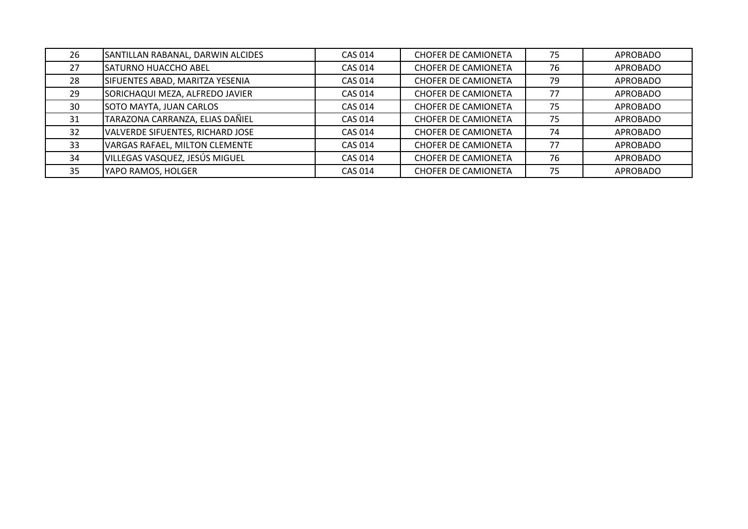| | | | | | |
|---|---|---|---|---|---|
| 26 | SANTILLAN RABANAL, DARWIN ALCIDES | CAS 014 | CHOFER DE CAMIONETA | 75 | APROBADO |
| 27 | SATURNO HUACCHO ABEL | CAS 014 | CHOFER DE CAMIONETA | 76 | APROBADO |
| 28 | SIFUENTES ABAD, MARITZA YESENIA | CAS 014 | CHOFER DE CAMIONETA | 79 | APROBADO |
| 29 | SORICHAQUI MEZA, ALFREDO JAVIER | CAS 014 | CHOFER DE CAMIONETA | 77 | APROBADO |
| 30 | SOTO MAYTA, JUAN CARLOS | CAS 014 | CHOFER DE CAMIONETA | 75 | APROBADO |
| 31 | TARAZONA CARRANZA, ELIAS DAÑIEL | CAS 014 | CHOFER DE CAMIONETA | 75 | APROBADO |
| 32 | VALVERDE SIFUENTES, RICHARD JOSE | CAS 014 | CHOFER DE CAMIONETA | 74 | APROBADO |
| 33 | VARGAS RAFAEL, MILTON CLEMENTE | CAS 014 | CHOFER DE CAMIONETA | 77 | APROBADO |
| 34 | VILLEGAS VASQUEZ, JESÚS MIGUEL | CAS 014 | CHOFER DE CAMIONETA | 76 | APROBADO |
| 35 | YAPO RAMOS, HOLGER | CAS 014 | CHOFER DE CAMIONETA | 75 | APROBADO |